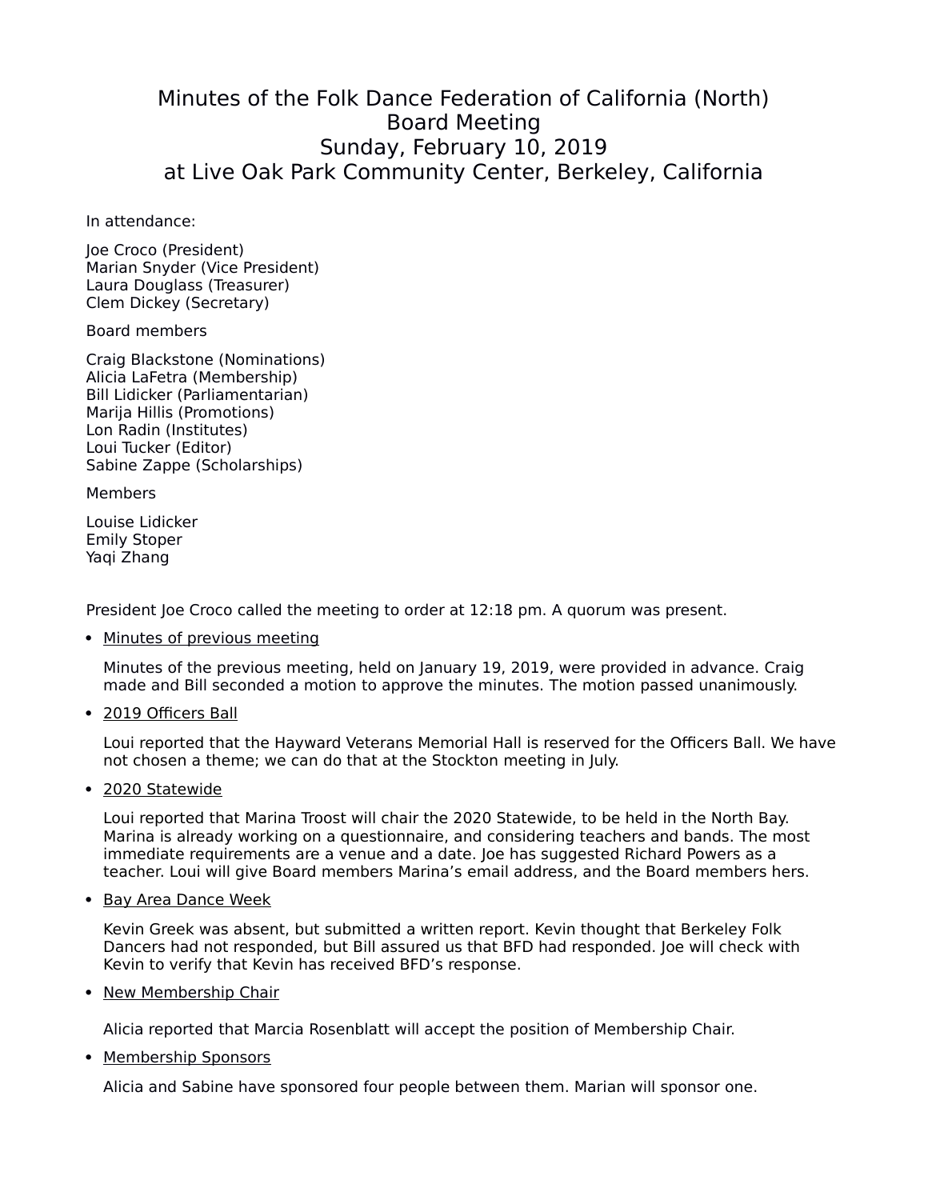# Minutes of the Folk Dance Federation of California (North)
# Board Meeting
# Sunday, February 10, 2019
# at Live Oak Park Community Center, Berkeley, California

In attendance:

Joe Croco (President)
Marian Snyder (Vice President)
Laura Douglass (Treasurer)
Clem Dickey (Secretary)

Board members

Craig Blackstone (Nominations)
Alicia LaFetra (Membership)
Bill Lidicker (Parliamentarian)
Marija Hillis (Promotions)
Lon Radin (Institutes)
Loui Tucker (Editor)
Sabine Zappe (Scholarships)

Members

Louise Lidicker
Emily Stoper
Yaqi Zhang

President Joe Croco called the meeting to order at 12:18 pm. A quorum was present.

- Minutes of previous meeting

  Minutes of the previous meeting, held on January 19, 2019, were provided in advance. Craig made and Bill seconded a motion to approve the minutes. The motion passed unanimously.

- 2019 Officers Ball

  Loui reported that the Hayward Veterans Memorial Hall is reserved for the Officers Ball. We have not chosen a theme; we can do that at the Stockton meeting in July.

- 2020 Statewide

  Loui reported that Marina Troost will chair the 2020 Statewide, to be held in the North Bay. Marina is already working on a questionnaire, and considering teachers and bands. The most immediate requirements are a venue and a date. Joe has suggested Richard Powers as a teacher. Loui will give Board members Marina's email address, and the Board members hers.

- Bay Area Dance Week

  Kevin Greek was absent, but submitted a written report. Kevin thought that Berkeley Folk Dancers had not responded, but Bill assured us that BFD had responded. Joe will check with Kevin to verify that Kevin has received BFD's response.

- New Membership Chair

  Alicia reported that Marcia Rosenblatt will accept the position of Membership Chair.

- Membership Sponsors

  Alicia and Sabine have sponsored four people between them. Marian will sponsor one.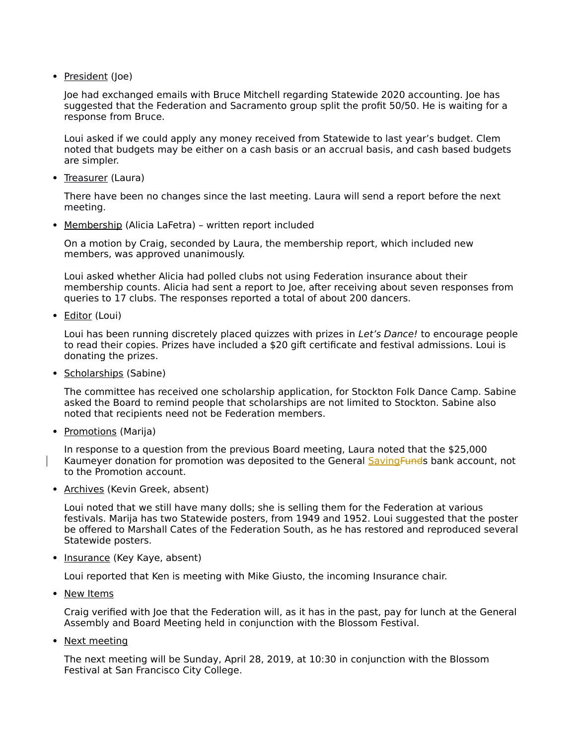- President (Joe)

  Joe had exchanged emails with Bruce Mitchell regarding Statewide 2020 accounting. Joe has suggested that the Federation and Sacramento group split the profit 50/50. He is waiting for a response from Bruce.

  Loui asked if we could apply any money received from Statewide to last year's budget. Clem noted that budgets may be either on a cash basis or an accrual basis, and cash based budgets are simpler.

- Treasurer (Laura)

  There have been no changes since the last meeting. Laura will send a report before the next meeting.

- Membership (Alicia LaFetra) – written report included

  On a motion by Craig, seconded by Laura, the membership report, which included new members, was approved unanimously.

  Loui asked whether Alicia had polled clubs not using Federation insurance about their membership counts. Alicia had sent a report to Joe, after receiving about seven responses from queries to 17 clubs. The responses reported a total of about 200 dancers.

- Editor (Loui)

  Loui has been running discretely placed quizzes with prizes in *Let's Dance!* to encourage people to read their copies. Prizes have included a $20 gift certificate and festival admissions. Loui is donating the prizes.

- Scholarships (Sabine)

  The committee has received one scholarship application, for Stockton Folk Dance Camp. Sabine asked the Board to remind people that scholarships are not limited to Stockton. Sabine also noted that recipients need not be Federation members.

- Promotions (Marija)

  In response to a question from the previous Board meeting, Laura noted that the $25,000 Kaumeyer donation for promotion was deposited to the General ~~Funds~~ Savings bank account, not to the Promotion account.

- Archives (Kevin Greek, absent)

  Loui noted that we still have many dolls; she is selling them for the Federation at various festivals. Marija has two Statewide posters, from 1949 and 1952. Loui suggested that the poster be offered to Marshall Cates of the Federation South, as he has restored and reproduced several Statewide posters.

- Insurance (Key Kaye, absent)

  Loui reported that Ken is meeting with Mike Giusto, the incoming Insurance chair.

- New Items

  Craig verified with Joe that the Federation will, as it has in the past, pay for lunch at the General Assembly and Board Meeting held in conjunction with the Blossom Festival.

- Next meeting

  The next meeting will be Sunday, April 28, 2019, at 10:30 in conjunction with the Blossom Festival at San Francisco City College.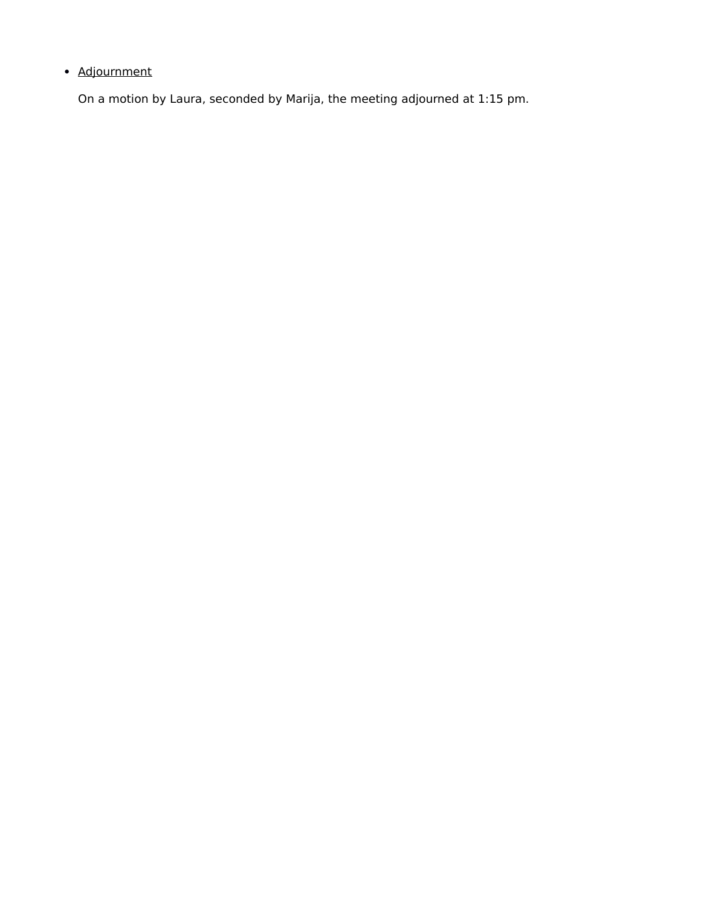- <u>Adjournment</u>

  On a motion by Laura, seconded by Marija, the meeting adjourned at 1:15 pm.